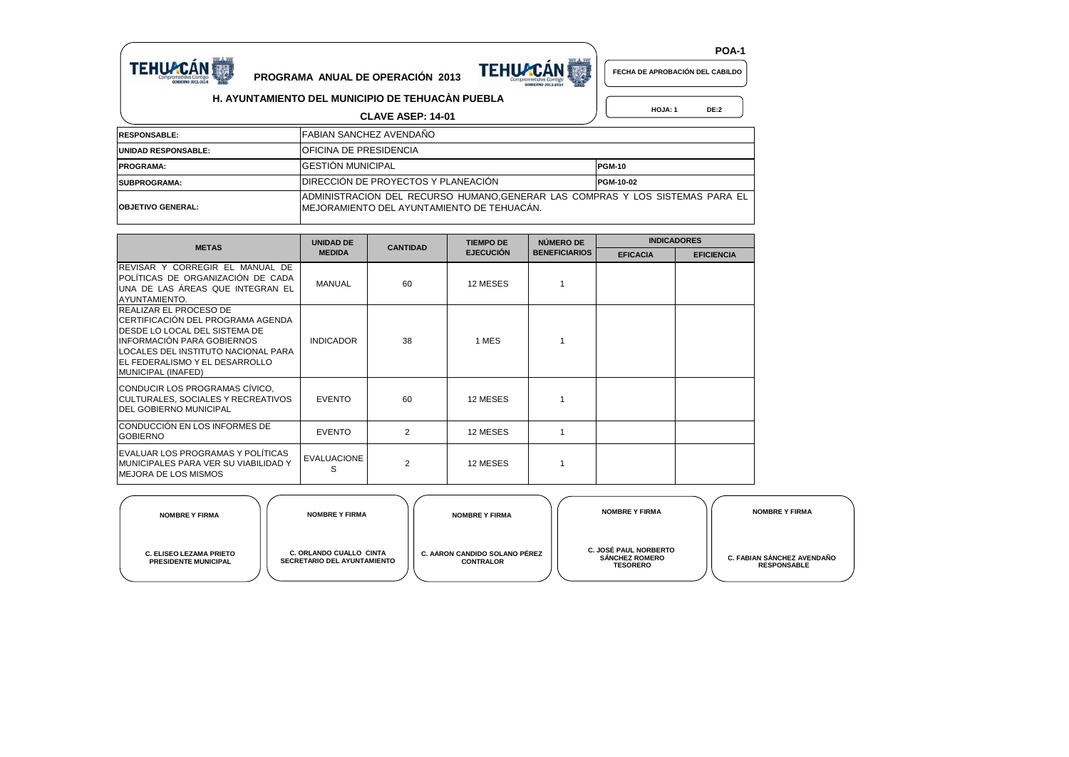POA-1

# PROGRAMA ANUAL DE OPERACIÓN 2013

**FECHA DE APROBACIÓN DEL CABILDO**

## H. AYUNTAMIENTO DEL MUNICIPIO DE TEHUACÀN PUEBLA

**CLAVE ASEP: 14-01**

**HOJA: 1 DE:2**

| | | |
|---|---|---|
| **RESPONSABLE:** | FABIAN SANCHEZ AVENDAÑO | |
| **UNIDAD RESPONSABLE:** | OFICINA DE PRESIDENCIA | |
| **PROGRAMA:** | GESTIÓN MUNICIPAL | **PGM-10** |
| **SUBPROGRAMA:** | DIRECCIÓN DE PROYECTOS Y PLANEACIÓN | **PGM-10-02** |
| **OBJETIVO GENERAL:** | ADMINISTRACION DEL RECURSO HUMANO,GENERAR LAS COMPRAS Y LOS SISTEMAS PARA EL MEJORAMIENTO DEL AYUNTAMIENTO DE TEHUACÁN. | |

| METAS | UNIDAD DE MEDIDA | CANTIDAD | TIEMPO DE EJECUCIÓN | NÚMERO DE BENEFICIARIOS | INDICADORES | |
|---|---|---|---|---|---|---|
| | | | | | EFICACIA | EFICIENCIA |
| REVISAR Y CORREGIR EL MANUAL DE POLÍTICAS DE ORGANIZACIÓN DE CADA UNA DE LAS ÁREAS QUE INTEGRAN EL AYUNTAMIENTO. | MANUAL | 60 | 12 MESES | 1 | | |
| REALIZAR EL PROCESO DE CERTIFICACIÓN DEL PROGRAMA AGENDA DESDE LO LOCAL DEL SISTEMA DE INFORMACIÓN PARA GOBIERNOS LOCALES DEL INSTITUTO NACIONAL PARA EL FEDERALISMO Y EL DESARROLLO MUNICIPAL (INAFED) | INDICADOR | 38 | 1 MES | 1 | | |
| CONDUCIR LOS PROGRAMAS CÍVICO, CULTURALES, SOCIALES Y RECREATIVOS DEL GOBIERNO MUNICIPAL | EVENTO | 60 | 12 MESES | 1 | | |
| CONDUCCIÓN EN LOS INFORMES DE GOBIERNO | EVENTO | 2 | 12 MESES | 1 | | |
| EVALUAR LOS PROGRAMAS Y POLÍTICAS MUNICIPALES PARA VER SU VIABILIDAD Y MEJORA DE LOS MISMOS | EVALUACIONES | 2 | 12 MESES | 1 | | |

| NOMBRE Y FIRMA | NOMBRE Y FIRMA | NOMBRE Y FIRMA | NOMBRE Y FIRMA | NOMBRE Y FIRMA |
|---|---|---|---|---|
| C. ELISEO LEZAMA PRIETO<br>PRESIDENTE MUNICIPAL | C. ORLANDO CUALLO CINTA<br>SECRETARIO DEL AYUNTAMIENTO | C. AARON CANDIDO SOLANO PÉREZ<br>CONTRALOR | C. JOSÉ PAUL NORBERTO SÁNCHEZ ROMERO<br>TESORERO | C. FABIAN SÁNCHEZ AVENDAÑO<br>RESPONSABLE |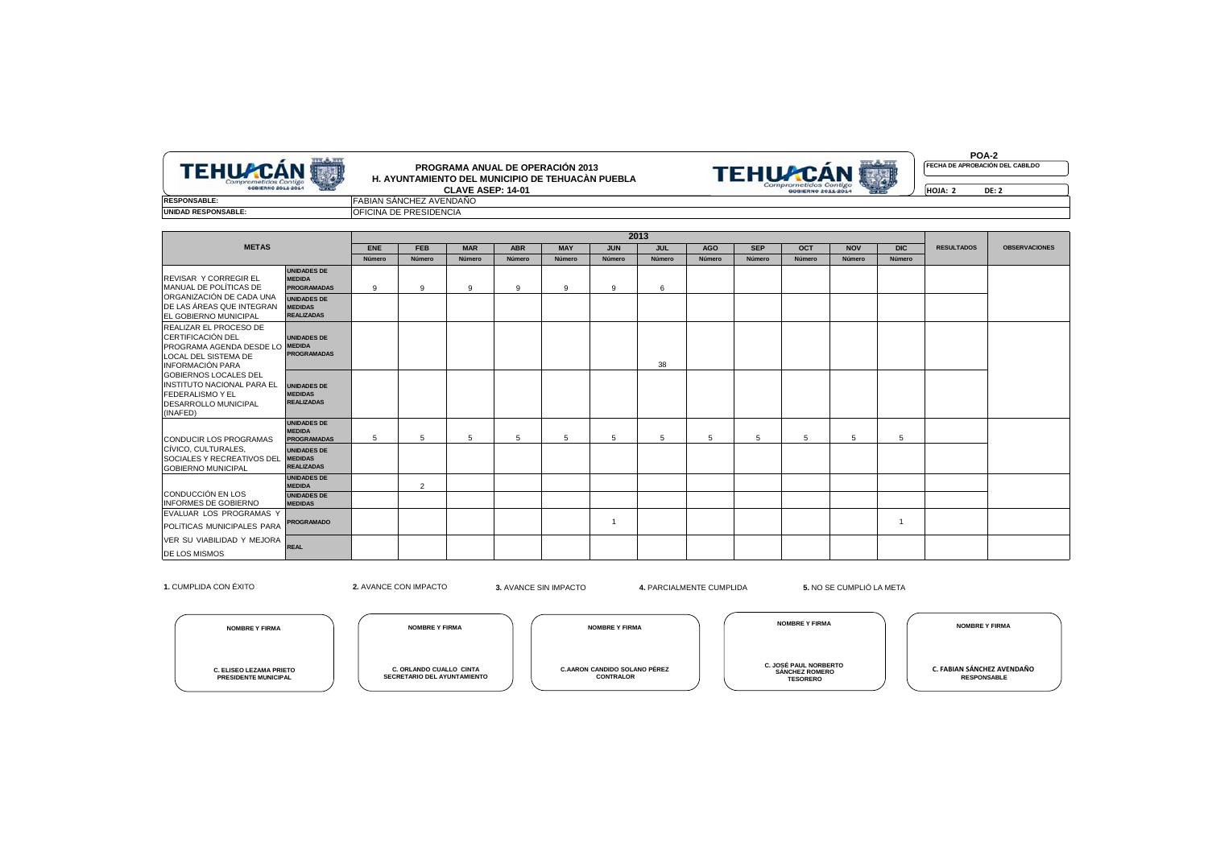**POA-2**

**PROGRAMA ANUAL DE OPERACIÓN 2013**
**H. AYUNTAMIENTO DEL MUNICIPIO DE TEHUACÁN PUEBLA**
**CLAVE ASEP: 14-01**

FECHA DE APROBACIÓN DEL CABILDO

HOJA: 2 DE: 2

**RESPONSABLE:** FABIAN SÁNCHEZ AVENDAÑO

**UNIDAD RESPONSABLE:** OFICINA DE PRESIDENCIA

| METAS | | 2013 ENE | FEB | MAR | ABR | MAY | JUN | JUL | AGO | SEP | OCT | NOV | DIC | RESULTADOS | OBSERVACIONES |
|---|---|---|---|---|---|---|---|---|---|---|---|---|---|---|---|
| | | Número | Número | Número | Número | Número | Número | Número | Número | Número | Número | Número | Número | | |
| REVISAR Y CORREGIR EL MANUAL DE POLÍTICAS DE ORGANIZACIÓN DE CADA UNA DE LAS ÁREAS QUE INTEGRAN EL GOBIERNO MUNICIPAL | UNIDADES DE MEDIDA PROGRAMADAS | 9 | 9 | 9 | 9 | 9 | 9 | 6 | | | | | | | |
| | UNIDADES DE MEDIDAS REALIZADAS | | | | | | | | | | | | | | |
| REALIZAR EL PROCESO DE CERTIFICACIÓN DEL PROGRAMA AGENDA DESDE LO LOCAL DEL SISTEMA DE INFORMACIÓN PARA GOBIERNOS LOCALES DEL INSTITUTO NACIONAL PARA EL FEDERALISMO Y EL DESARROLLO MUNICIPAL (INAFED) | UNIDADES DE MEDIDA PROGRAMADAS | | | | | | | 38 | | | | | | | |
| | UNIDADES DE MEDIDAS REALIZADAS | | | | | | | | | | | | | | |
| CONDUCIR LOS PROGRAMAS CÍVICO, CULTURALES, SOCIALES Y RECREATIVOS DEL GOBIERNO MUNICIPAL | UNIDADES DE MEDIDA PROGRAMADAS | 5 | 5 | 5 | 5 | 5 | 5 | 5 | 5 | 5 | 5 | 5 | 5 | | |
| | UNIDADES DE MEDIDAS REALIZADAS | | | | | | | | | | | | | | |
| CONDUCCIÓN EN LOS INFORMES DE GOBIERNO | UNIDADES DE MEDIDA | | 2 | | | | | | | | | | | | |
| | UNIDADES DE MEDIDAS | | | | | | | | | | | | | | |
| EVALUAR LOS PROGRAMAS Y POLÍTICAS MUNICIPALES PARA VER SU VIABILIDAD Y MEJORA DE LOS MISMOS | PROGRAMADO | | | | | | 1 | | | | | | 1 | | |
| | REAL | | | | | | | | | | | | | | |

**1.** CUMPLIDA CON ÉXITO **2.** AVANCE CON IMPACTO **3.** AVANCE SIN IMPACTO **4.** PARCIALMENTE CUMPLIDA **5.** NO SE CUMPLIÓ LA META

| NOMBRE Y FIRMA | NOMBRE Y FIRMA | NOMBRE Y FIRMA | NOMBRE Y FIRMA | NOMBRE Y FIRMA |
|---|---|---|---|---|
| C. ELISEO LEZAMA PRIETO<br>PRESIDENTE MUNICIPAL | C. ORLANDO CUALLO CINTA<br>SECRETARIO DEL AYUNTAMIENTO | C.AARON CANDIDO SOLANO PÉREZ<br>CONTRALOR | C. JOSÉ PAUL NORBERTO SÁNCHEZ ROMERO<br>TESORERO | C. FABIAN SÁNCHEZ AVENDAÑO<br>RESPONSABLE |